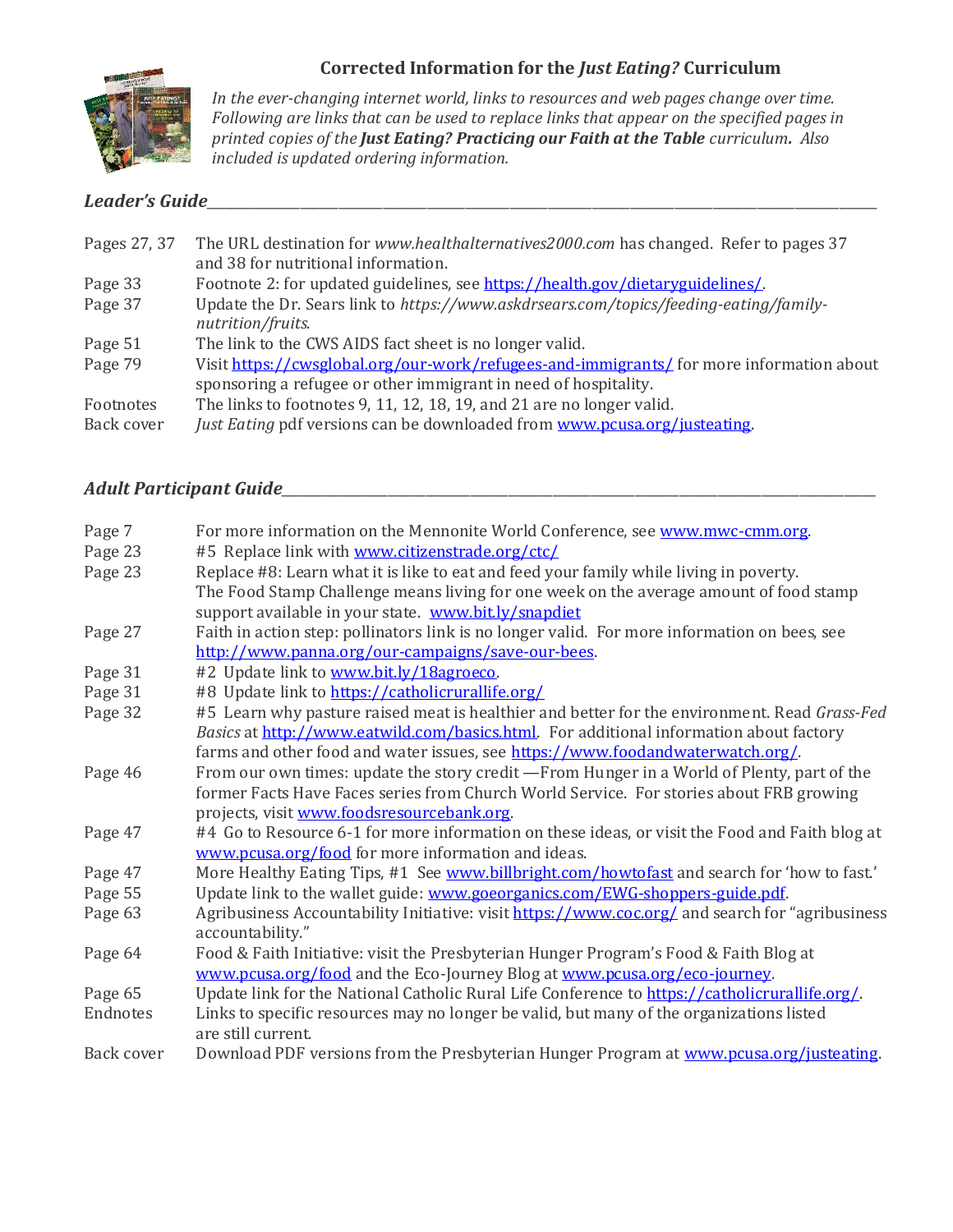# Corrected Information for the *Just Eating?* Curriculum

*In the ever-changing internet world, links to resources and web pages change over time. Following are links that can be used to replace links that appear on the specified pages in printed copies of the* ***Just Eating? Practicing our Faith at the Table*** *curriculum. Also included is updated ordering information.*

## *Leader's Guide*

| | |
|---|---|
| Pages 27, 37 | The URL destination for *www.healthalternatives2000.com* has changed. Refer to pages 37 and 38 for nutritional information. |
| Page 33 | Footnote 2: for updated guidelines, see https://health.gov/dietaryguidelines/. |
| Page 37 | Update the Dr. Sears link to *https://www.askdrsears.com/topics/feeding-eating/family-nutrition/fruits*. |
| Page 51 | The link to the CWS AIDS fact sheet is no longer valid. |
| Page 79 | Visit https://cwsglobal.org/our-work/refugees-and-immigrants/ for more information about sponsoring a refugee or other immigrant in need of hospitality. |
| Footnotes | The links to footnotes 9, 11, 12, 18, 19, and 21 are no longer valid. |
| Back cover | *Just Eating* pdf versions can be downloaded from www.pcusa.org/justeating. |

## *Adult Participant Guide*

| | |
|---|---|
| Page 7 | For more information on the Mennonite World Conference, see www.mwc-cmm.org. |
| Page 23 | #5 Replace link with www.citizenstrade.org/ctc/ |
| Page 23 | Replace #8: Learn what it is like to eat and feed your family while living in poverty. The Food Stamp Challenge means living for one week on the average amount of food stamp support available in your state. www.bit.ly/snapdiet |
| Page 27 | Faith in action step: pollinators link is no longer valid. For more information on bees, see http://www.panna.org/our-campaigns/save-our-bees. |
| Page 31 | #2 Update link to www.bit.ly/18agroeco. |
| Page 31 | #8 Update link to https://catholicrurallife.org/ |
| Page 32 | #5 Learn why pasture raised meat is healthier and better for the environment. Read *Grass-Fed Basics* at http://www.eatwild.com/basics.html. For additional information about factory farms and other food and water issues, see https://www.foodandwaterwatch.org/. |
| Page 46 | From our own times: update the story credit —From Hunger in a World of Plenty, part of the former Facts Have Faces series from Church World Service. For stories about FRB growing projects, visit www.foodsresourcebank.org. |
| Page 47 | #4 Go to Resource 6-1 for more information on these ideas, or visit the Food and Faith blog at www.pcusa.org/food for more information and ideas. |
| Page 47 | More Healthy Eating Tips, #1 See www.billbright.com/howtofast and search for 'how to fast.' |
| Page 55 | Update link to the wallet guide: www.goeorganics.com/EWG-shoppers-guide.pdf. |
| Page 63 | Agribusiness Accountability Initiative: visit https://www.coc.org/ and search for "agribusiness accountability." |
| Page 64 | Food & Faith Initiative: visit the Presbyterian Hunger Program's Food & Faith Blog at www.pcusa.org/food and the Eco-Journey Blog at www.pcusa.org/eco-journey. |
| Page 65 | Update link for the National Catholic Rural Life Conference to https://catholicrurallife.org/. |
| Endnotes | Links to specific resources may no longer be valid, but many of the organizations listed are still current. |
| Back cover | Download PDF versions from the Presbyterian Hunger Program at www.pcusa.org/justeating. |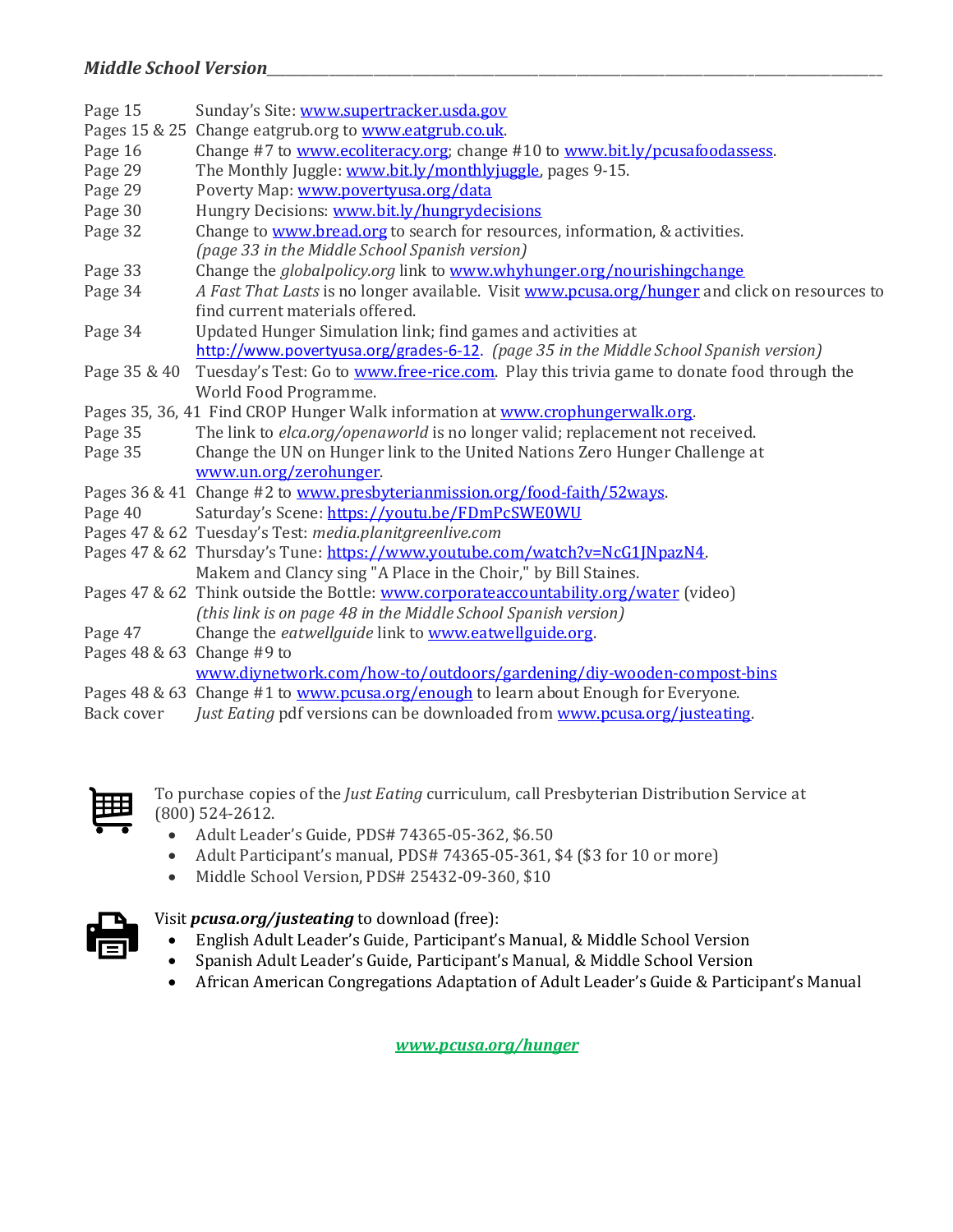*Middle School Version*

| | |
|---|---|
| Page 15 | Sunday's Site: www.supertracker.usda.gov |
| Pages 15 & 25 | Change eatgrub.org to www.eatgrub.co.uk. |
| Page 16 | Change #7 to www.ecoliteracy.org; change #10 to www.bit.ly/pcusafoodassess. |
| Page 29 | The Monthly Juggle: www.bit.ly/monthlyjuggle, pages 9-15. |
| Page 29 | Poverty Map: www.povertyusa.org/data |
| Page 30 | Hungry Decisions: www.bit.ly/hungrydecisions |
| Page 32 | Change to www.bread.org to search for resources, information, & activities. *(page 33 in the Middle School Spanish version)* |
| Page 33 | Change the *globalpolicy.org* link to www.whyhunger.org/nourishingchange |
| Page 34 | *A Fast That Lasts* is no longer available. Visit www.pcusa.org/hunger and click on resources to find current materials offered. |
| Page 34 | Updated Hunger Simulation link; find games and activities at http://www.povertyusa.org/grades-6-12. *(page 35 in the Middle School Spanish version)* |
| Page 35 & 40 | Tuesday's Test: Go to www.free-rice.com. Play this trivia game to donate food through the World Food Programme. |
| Pages 35, 36, 41 | Find CROP Hunger Walk information at www.crophungerwalk.org. |
| Page 35 | The link to *elca.org/openaworld* is no longer valid; replacement not received. |
| Page 35 | Change the UN on Hunger link to the United Nations Zero Hunger Challenge at www.un.org/zerohunger. |
| Pages 36 & 41 | Change #2 to www.presbyterianmission.org/food-faith/52ways. |
| Page 40 | Saturday's Scene: https://youtu.be/FDmPcSWE0WU |
| Pages 47 & 62 | Tuesday's Test: *media.planitgreenlive.com* |
| Pages 47 & 62 | Thursday's Tune: https://www.youtube.com/watch?v=NcG1JNpazN4. Makem and Clancy sing "A Place in the Choir," by Bill Staines. |
| Pages 47 & 62 | Think outside the Bottle: www.corporateaccountability.org/water (video) *(this link is on page 48 in the Middle School Spanish version)* |
| Page 47 | Change the *eatwellguide* link to www.eatwellguide.org. |
| Pages 48 & 63 | Change #9 to www.diynetwork.com/how-to/outdoors/gardening/diy-wooden-compost-bins |
| Pages 48 & 63 | Change #1 to www.pcusa.org/enough to learn about Enough for Everyone. |
| Back cover | *Just Eating* pdf versions can be downloaded from www.pcusa.org/justeating. |

To purchase copies of the *Just Eating* curriculum, call Presbyterian Distribution Service at (800) 524-2612.

- Adult Leader's Guide, PDS# 74365-05-362, $6.50
- Adult Participant's manual, PDS# 74365-05-361, $4 ($3 for 10 or more)
- Middle School Version, PDS# 25432-09-360, $10

Visit ***pcusa.org/justeating*** to download (free):

- English Adult Leader's Guide, Participant's Manual, & Middle School Version
- Spanish Adult Leader's Guide, Participant's Manual, & Middle School Version
- African American Congregations Adaptation of Adult Leader's Guide & Participant's Manual

***www.pcusa.org/hunger***